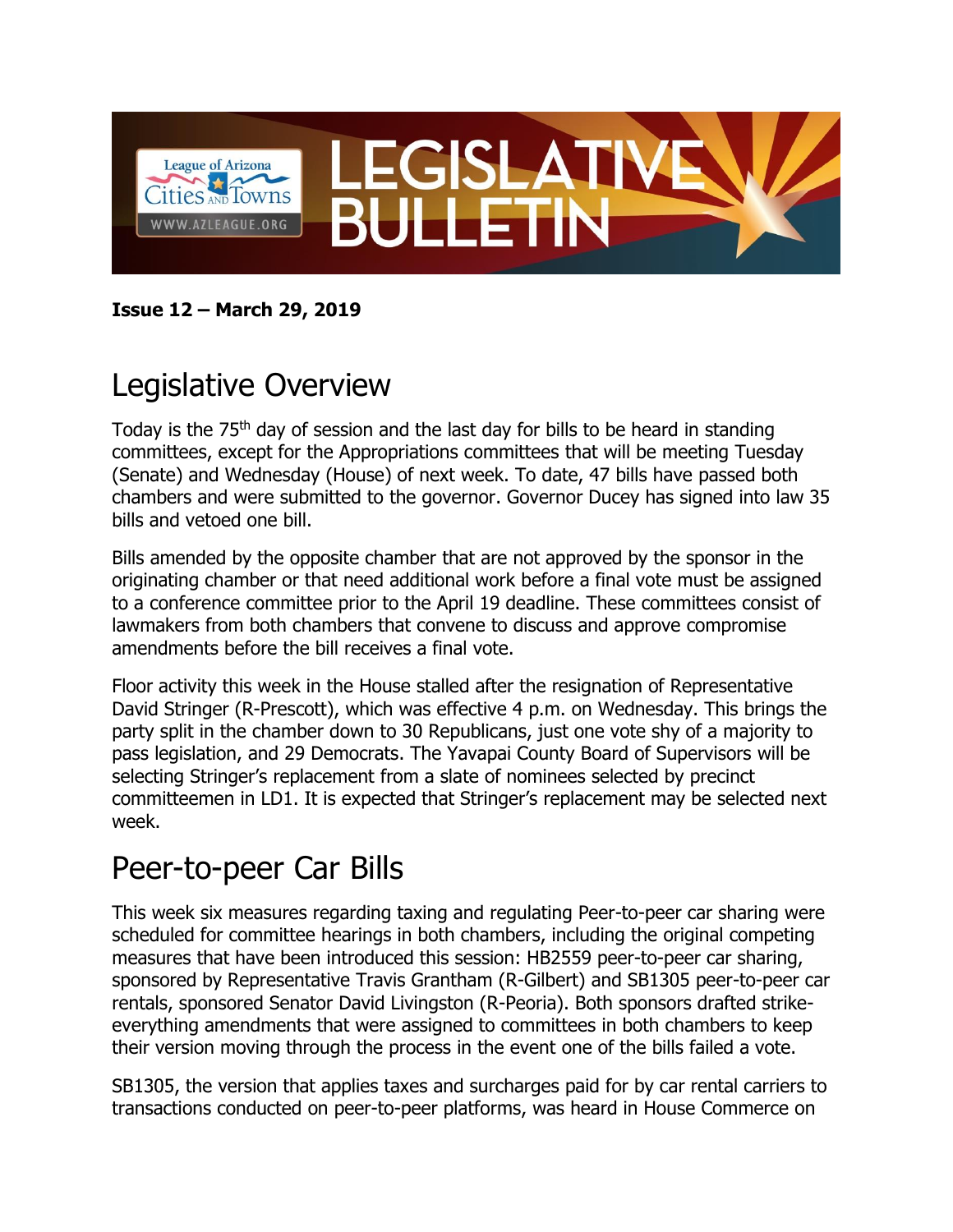# LEGISLATIVE BULLETIN

League of Arizona Cities and Towns
WWW.AZLEAGUE.ORG

**Issue 12 – March 29, 2019**

## Legislative Overview

Today is the 75th day of session and the last day for bills to be heard in standing committees, except for the Appropriations committees that will be meeting Tuesday (Senate) and Wednesday (House) of next week. To date, 47 bills have passed both chambers and were submitted to the governor. Governor Ducey has signed into law 35 bills and vetoed one bill.

Bills amended by the opposite chamber that are not approved by the sponsor in the originating chamber or that need additional work before a final vote must be assigned to a conference committee prior to the April 19 deadline. These committees consist of lawmakers from both chambers that convene to discuss and approve compromise amendments before the bill receives a final vote.

Floor activity this week in the House stalled after the resignation of Representative David Stringer (R-Prescott), which was effective 4 p.m. on Wednesday. This brings the party split in the chamber down to 30 Republicans, just one vote shy of a majority to pass legislation, and 29 Democrats. The Yavapai County Board of Supervisors will be selecting Stringer's replacement from a slate of nominees selected by precinct committeemen in LD1. It is expected that Stringer's replacement may be selected next week.

## Peer-to-peer Car Bills

This week six measures regarding taxing and regulating Peer-to-peer car sharing were scheduled for committee hearings in both chambers, including the original competing measures that have been introduced this session: HB2559 peer-to-peer car sharing, sponsored by Representative Travis Grantham (R-Gilbert) and SB1305 peer-to-peer car rentals, sponsored Senator David Livingston (R-Peoria). Both sponsors drafted strike-everything amendments that were assigned to committees in both chambers to keep their version moving through the process in the event one of the bills failed a vote.

SB1305, the version that applies taxes and surcharges paid for by car rental carriers to transactions conducted on peer-to-peer platforms, was heard in House Commerce on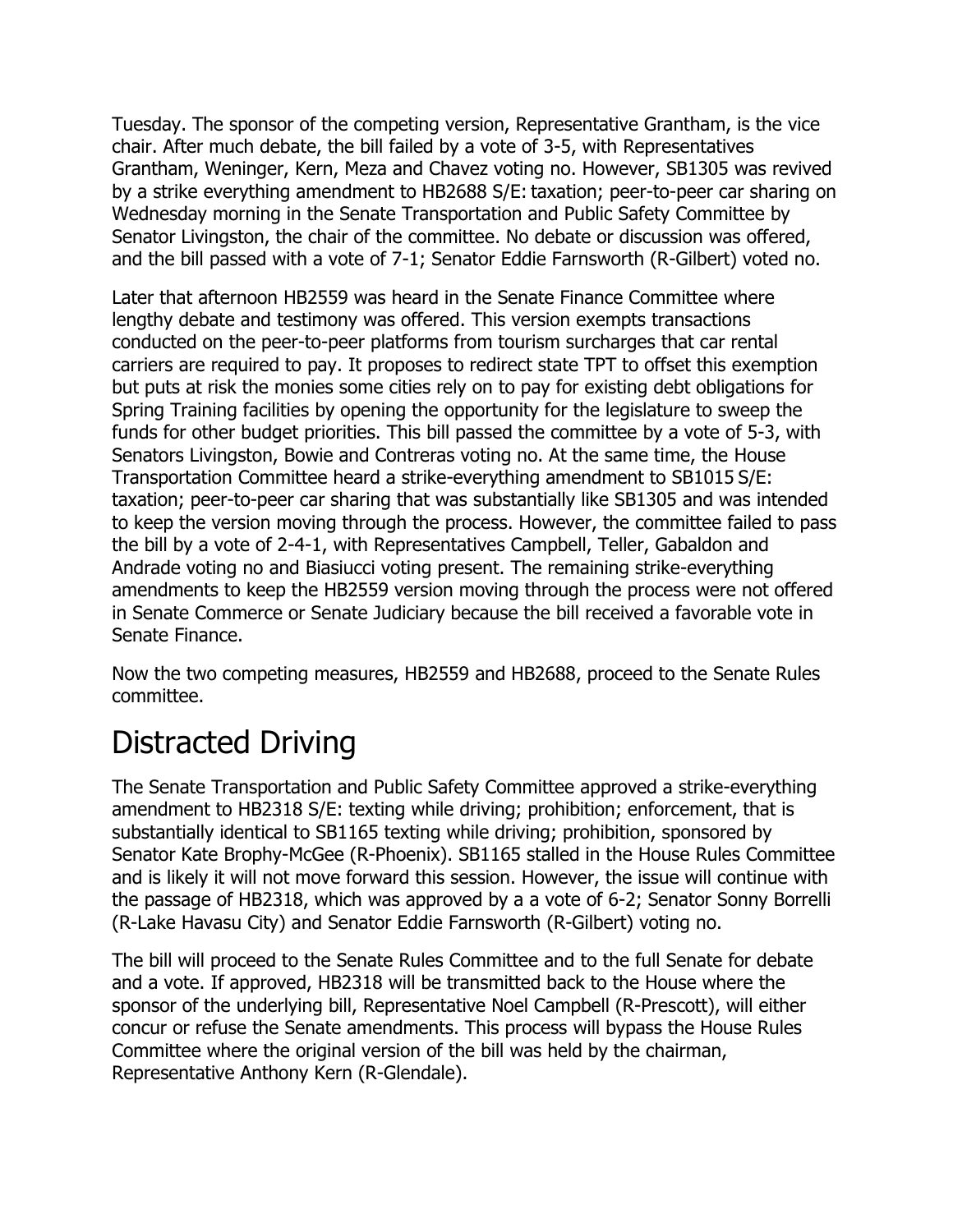Tuesday. The sponsor of the competing version, Representative Grantham, is the vice chair. After much debate, the bill failed by a vote of 3-5, with Representatives Grantham, Weninger, Kern, Meza and Chavez voting no. However, SB1305 was revived by a strike everything amendment to HB2688 S/E: taxation; peer-to-peer car sharing on Wednesday morning in the Senate Transportation and Public Safety Committee by Senator Livingston, the chair of the committee. No debate or discussion was offered, and the bill passed with a vote of 7-1; Senator Eddie Farnsworth (R-Gilbert) voted no.

Later that afternoon HB2559 was heard in the Senate Finance Committee where lengthy debate and testimony was offered. This version exempts transactions conducted on the peer-to-peer platforms from tourism surcharges that car rental carriers are required to pay. It proposes to redirect state TPT to offset this exemption but puts at risk the monies some cities rely on to pay for existing debt obligations for Spring Training facilities by opening the opportunity for the legislature to sweep the funds for other budget priorities. This bill passed the committee by a vote of 5-3, with Senators Livingston, Bowie and Contreras voting no. At the same time, the House Transportation Committee heard a strike-everything amendment to SB1015 S/E: taxation; peer-to-peer car sharing that was substantially like SB1305 and was intended to keep the version moving through the process. However, the committee failed to pass the bill by a vote of 2-4-1, with Representatives Campbell, Teller, Gabaldon and Andrade voting no and Biasiucci voting present. The remaining strike-everything amendments to keep the HB2559 version moving through the process were not offered in Senate Commerce or Senate Judiciary because the bill received a favorable vote in Senate Finance.

Now the two competing measures, HB2559 and HB2688, proceed to the Senate Rules committee.

# Distracted Driving

The Senate Transportation and Public Safety Committee approved a strike-everything amendment to HB2318 S/E: texting while driving; prohibition; enforcement, that is substantially identical to SB1165 texting while driving; prohibition, sponsored by Senator Kate Brophy-McGee (R-Phoenix). SB1165 stalled in the House Rules Committee and is likely it will not move forward this session. However, the issue will continue with the passage of HB2318, which was approved by a a vote of 6-2; Senator Sonny Borrelli (R-Lake Havasu City) and Senator Eddie Farnsworth (R-Gilbert) voting no.

The bill will proceed to the Senate Rules Committee and to the full Senate for debate and a vote. If approved, HB2318 will be transmitted back to the House where the sponsor of the underlying bill, Representative Noel Campbell (R-Prescott), will either concur or refuse the Senate amendments. This process will bypass the House Rules Committee where the original version of the bill was held by the chairman, Representative Anthony Kern (R-Glendale).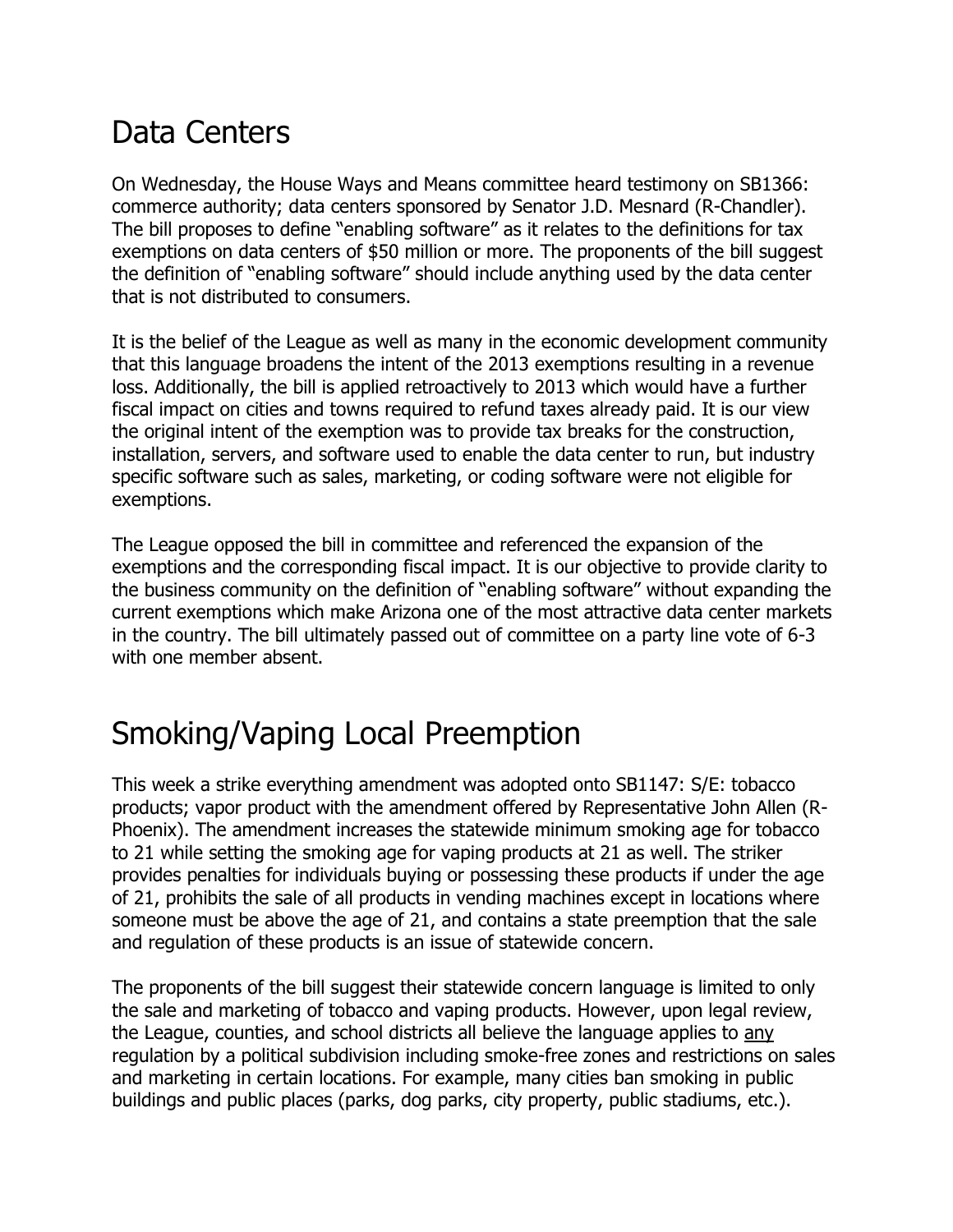## Data Centers

On Wednesday, the House Ways and Means committee heard testimony on SB1366: commerce authority; data centers sponsored by Senator J.D. Mesnard (R-Chandler). The bill proposes to define "enabling software" as it relates to the definitions for tax exemptions on data centers of $50 million or more. The proponents of the bill suggest the definition of "enabling software" should include anything used by the data center that is not distributed to consumers.

It is the belief of the League as well as many in the economic development community that this language broadens the intent of the 2013 exemptions resulting in a revenue loss. Additionally, the bill is applied retroactively to 2013 which would have a further fiscal impact on cities and towns required to refund taxes already paid. It is our view the original intent of the exemption was to provide tax breaks for the construction, installation, servers, and software used to enable the data center to run, but industry specific software such as sales, marketing, or coding software were not eligible for exemptions.

The League opposed the bill in committee and referenced the expansion of the exemptions and the corresponding fiscal impact. It is our objective to provide clarity to the business community on the definition of "enabling software" without expanding the current exemptions which make Arizona one of the most attractive data center markets in the country. The bill ultimately passed out of committee on a party line vote of 6-3 with one member absent.

## Smoking/Vaping Local Preemption

This week a strike everything amendment was adopted onto SB1147: S/E: tobacco products; vapor product with the amendment offered by Representative John Allen (R-Phoenix). The amendment increases the statewide minimum smoking age for tobacco to 21 while setting the smoking age for vaping products at 21 as well. The striker provides penalties for individuals buying or possessing these products if under the age of 21, prohibits the sale of all products in vending machines except in locations where someone must be above the age of 21, and contains a state preemption that the sale and regulation of these products is an issue of statewide concern.

The proponents of the bill suggest their statewide concern language is limited to only the sale and marketing of tobacco and vaping products. However, upon legal review, the League, counties, and school districts all believe the language applies to <u>any</u> regulation by a political subdivision including smoke-free zones and restrictions on sales and marketing in certain locations. For example, many cities ban smoking in public buildings and public places (parks, dog parks, city property, public stadiums, etc.).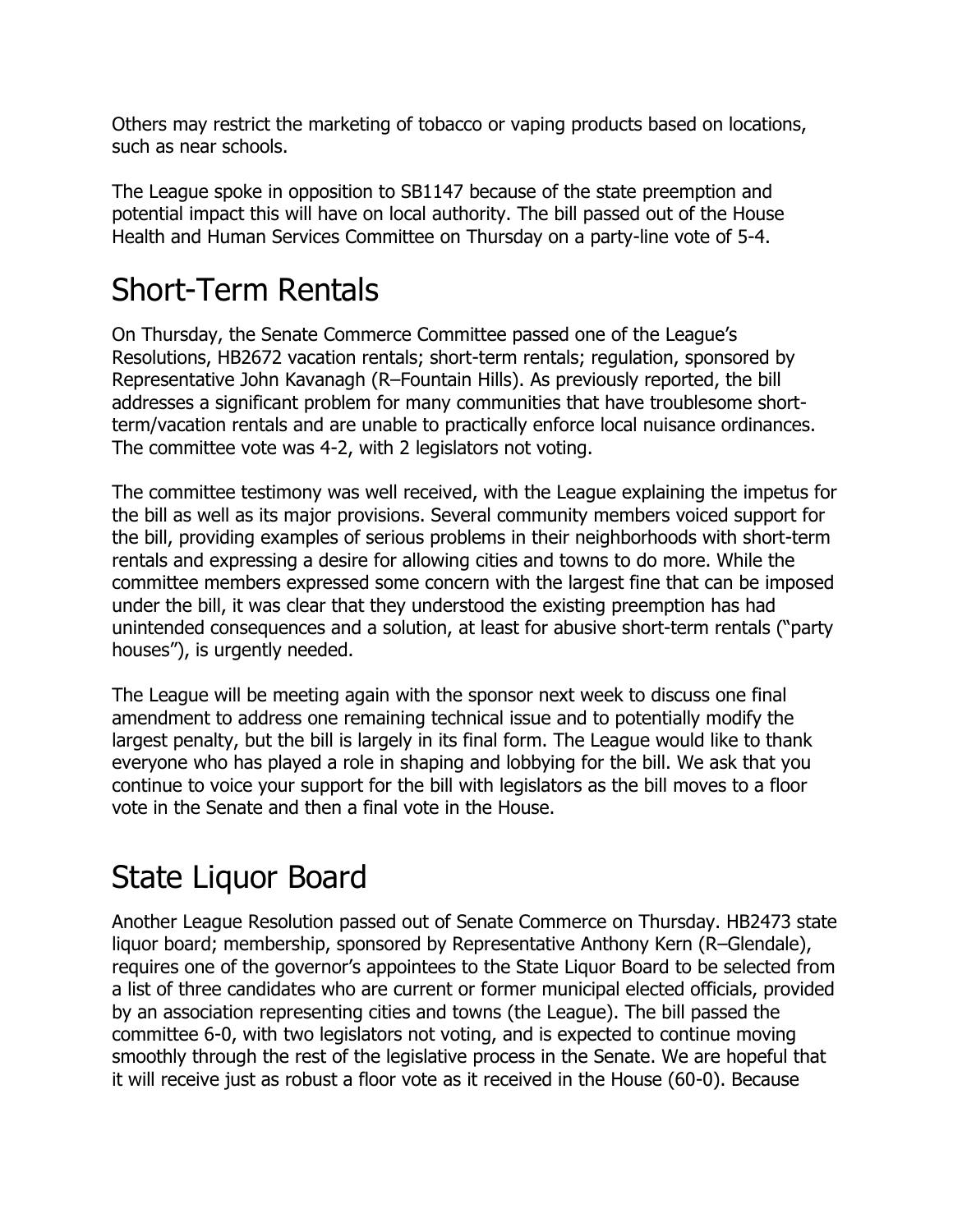Others may restrict the marketing of tobacco or vaping products based on locations, such as near schools.

The League spoke in opposition to SB1147 because of the state preemption and potential impact this will have on local authority. The bill passed out of the House Health and Human Services Committee on Thursday on a party-line vote of 5-4.

# Short-Term Rentals

On Thursday, the Senate Commerce Committee passed one of the League's Resolutions, HB2672 vacation rentals; short-term rentals; regulation, sponsored by Representative John Kavanagh (R–Fountain Hills). As previously reported, the bill addresses a significant problem for many communities that have troublesome short-term/vacation rentals and are unable to practically enforce local nuisance ordinances. The committee vote was 4-2, with 2 legislators not voting.

The committee testimony was well received, with the League explaining the impetus for the bill as well as its major provisions. Several community members voiced support for the bill, providing examples of serious problems in their neighborhoods with short-term rentals and expressing a desire for allowing cities and towns to do more. While the committee members expressed some concern with the largest fine that can be imposed under the bill, it was clear that they understood the existing preemption has had unintended consequences and a solution, at least for abusive short-term rentals ("party houses"), is urgently needed.

The League will be meeting again with the sponsor next week to discuss one final amendment to address one remaining technical issue and to potentially modify the largest penalty, but the bill is largely in its final form. The League would like to thank everyone who has played a role in shaping and lobbying for the bill. We ask that you continue to voice your support for the bill with legislators as the bill moves to a floor vote in the Senate and then a final vote in the House.

# State Liquor Board

Another League Resolution passed out of Senate Commerce on Thursday. HB2473 state liquor board; membership, sponsored by Representative Anthony Kern (R–Glendale), requires one of the governor's appointees to the State Liquor Board to be selected from a list of three candidates who are current or former municipal elected officials, provided by an association representing cities and towns (the League). The bill passed the committee 6-0, with two legislators not voting, and is expected to continue moving smoothly through the rest of the legislative process in the Senate. We are hopeful that it will receive just as robust a floor vote as it received in the House (60-0). Because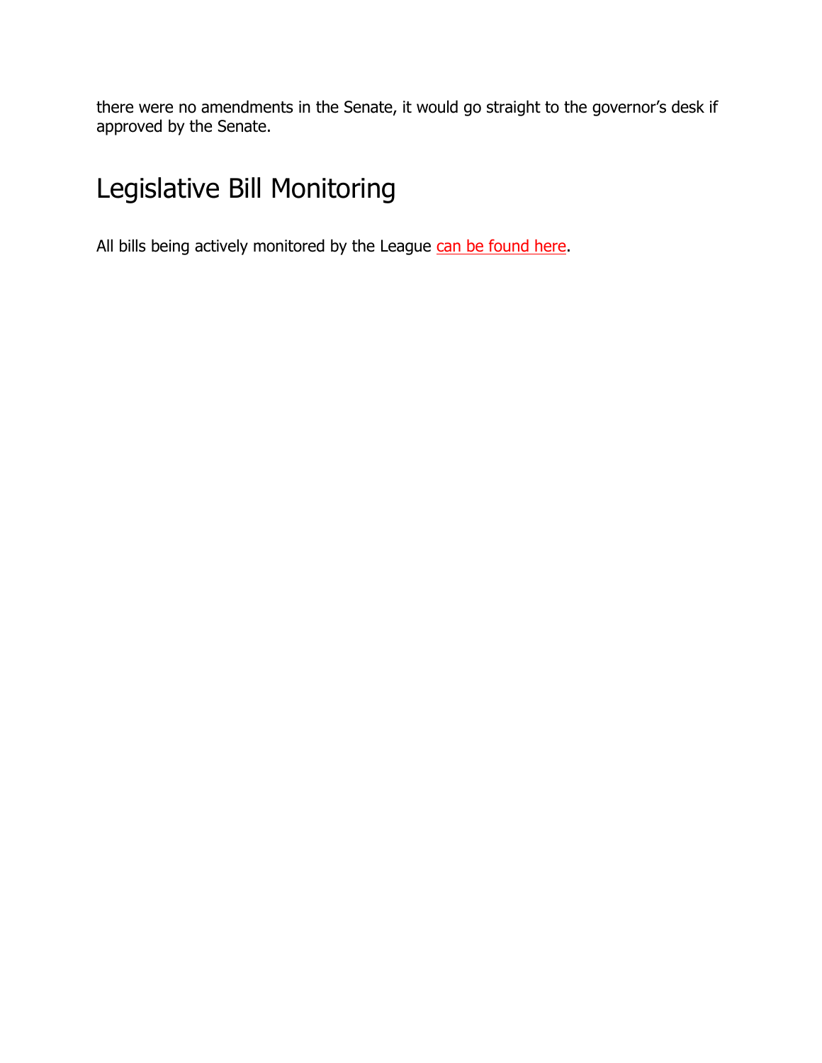there were no amendments in the Senate, it would go straight to the governor's desk if approved by the Senate.

## Legislative Bill Monitoring

All bills being actively monitored by the League can be found here.